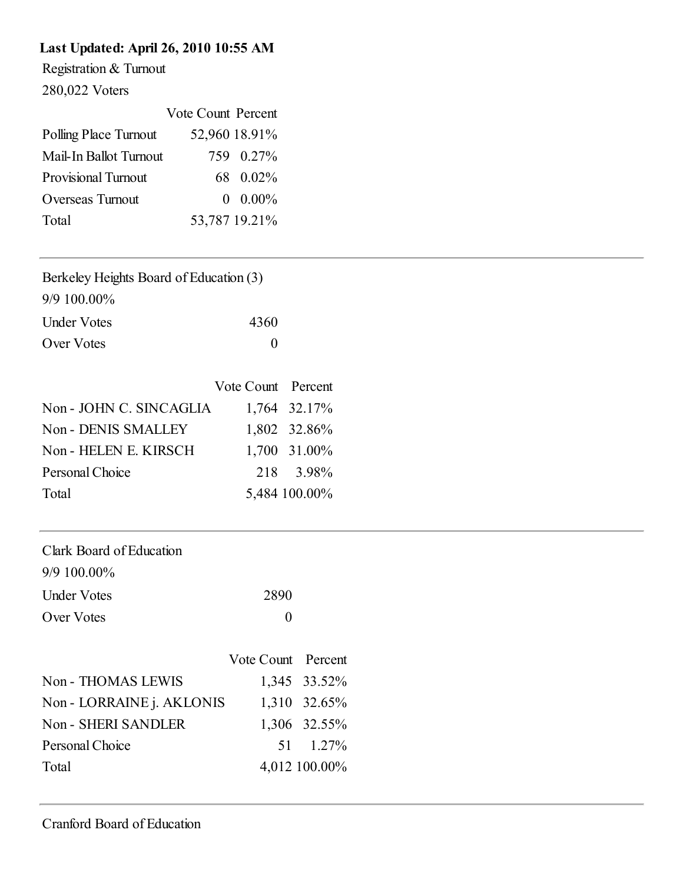**Last Updated: April 26, 2010 10:55 AM**

Registration & Turnout

280,022 Voters

| | Vote Count | Percent |
|---|---|---|
| Polling Place Turnout | 52,960 | 18.91% |
| Mail-In Ballot Turnout | 759 | 0.27% |
| Provisional Turnout | 68 | 0.02% |
| Overseas Turnout | 0 | 0.00% |
| Total | 53,787 | 19.21% |

---

Berkeley Heights Board of Education (3)

9/9 100.00%

| | |
|---|---|
| Under Votes | 4360 |
| Over Votes | 0 |

| | Vote Count | Percent |
|---|---|---|
| Non - JOHN C. SINCAGLIA | 1,764 | 32.17% |
| Non - DENIS SMALLEY | 1,802 | 32.86% |
| Non - HELEN E. KIRSCH | 1,700 | 31.00% |
| Personal Choice | 218 | 3.98% |
| Total | 5,484 | 100.00% |

---

Clark Board of Education

9/9 100.00%

| | |
|---|---|
| Under Votes | 2890 |
| Over Votes | 0 |

| | Vote Count | Percent |
|---|---|---|
| Non - THOMAS LEWIS | 1,345 | 33.52% |
| Non - LORRAINE j. AKLONIS | 1,310 | 32.65% |
| Non - SHERI SANDLER | 1,306 | 32.55% |
| Personal Choice | 51 | 1.27% |
| Total | 4,012 | 100.00% |

---

Cranford Board of Education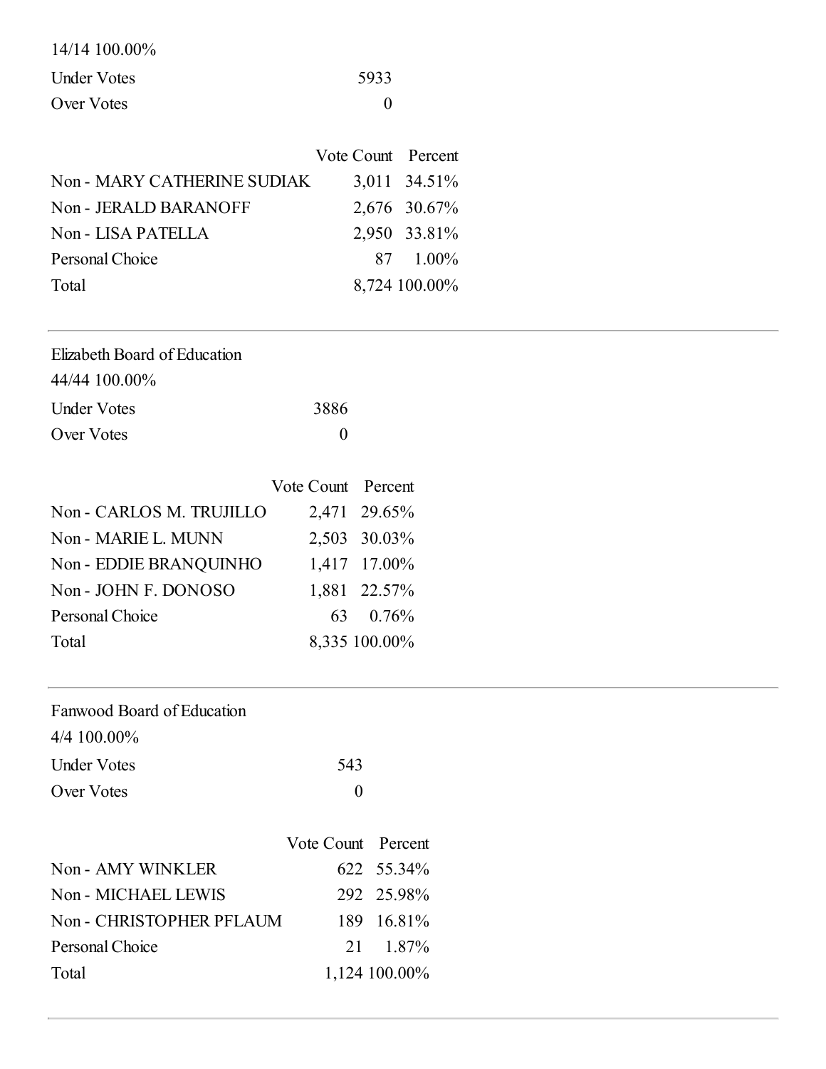14/14 100.00%

| | |
|---|---|
| Under Votes | 5933 |
| Over Votes | 0 |

| | Vote Count | Percent |
|---|---|---|
| Non - MARY CATHERINE SUDIAK | 3,011 | 34.51% |
| Non - JERALD BARANOFF | 2,676 | 30.67% |
| Non - LISA PATELLA | 2,950 | 33.81% |
| Personal Choice | 87 | 1.00% |
| Total | 8,724 | 100.00% |

---

Elizabeth Board of Education

44/44 100.00%

| | |
|---|---|
| Under Votes | 3886 |
| Over Votes | 0 |

| | Vote Count | Percent |
|---|---|---|
| Non - CARLOS M. TRUJILLO | 2,471 | 29.65% |
| Non - MARIE L. MUNN | 2,503 | 30.03% |
| Non - EDDIE BRANQUINHO | 1,417 | 17.00% |
| Non - JOHN F. DONOSO | 1,881 | 22.57% |
| Personal Choice | 63 | 0.76% |
| Total | 8,335 | 100.00% |

---

Fanwood Board of Education

4/4 100.00%

| | |
|---|---|
| Under Votes | 543 |
| Over Votes | 0 |

| | Vote Count | Percent |
|---|---|---|
| Non - AMY WINKLER | 622 | 55.34% |
| Non - MICHAEL LEWIS | 292 | 25.98% |
| Non - CHRISTOPHER PFLAUM | 189 | 16.81% |
| Personal Choice | 21 | 1.87% |
| Total | 1,124 | 100.00% |

---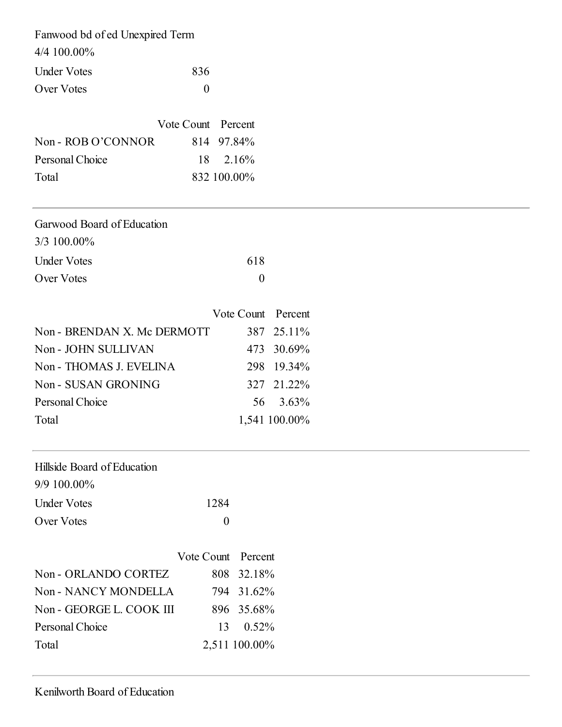Fanwood bd of ed Unexpired Term

4/4 100.00%

| | |
|---|---|
| Under Votes | 836 |
| Over Votes | 0 |

| | Vote Count | Percent |
|---|---|---|
| Non - ROB O’CONNOR | 814 | 97.84% |
| Personal Choice | 18 | 2.16% |
| Total | 832 | 100.00% |

---

Garwood Board of Education

3/3 100.00%

| | |
|---|---|
| Under Votes | 618 |
| Over Votes | 0 |

| | Vote Count | Percent |
|---|---|---|
| Non - BRENDAN X. Mc DERMOTT | 387 | 25.11% |
| Non - JOHN SULLIVAN | 473 | 30.69% |
| Non - THOMAS J. EVELINA | 298 | 19.34% |
| Non - SUSAN GRONING | 327 | 21.22% |
| Personal Choice | 56 | 3.63% |
| Total | 1,541 | 100.00% |

---

Hillside Board of Education

9/9 100.00%

| | |
|---|---|
| Under Votes | 1284 |
| Over Votes | 0 |

| | Vote Count | Percent |
|---|---|---|
| Non - ORLANDO CORTEZ | 808 | 32.18% |
| Non - NANCY MONDELLA | 794 | 31.62% |
| Non - GEORGE L. COOK III | 896 | 35.68% |
| Personal Choice | 13 | 0.52% |
| Total | 2,511 | 100.00% |

---

Kenilworth Board of Education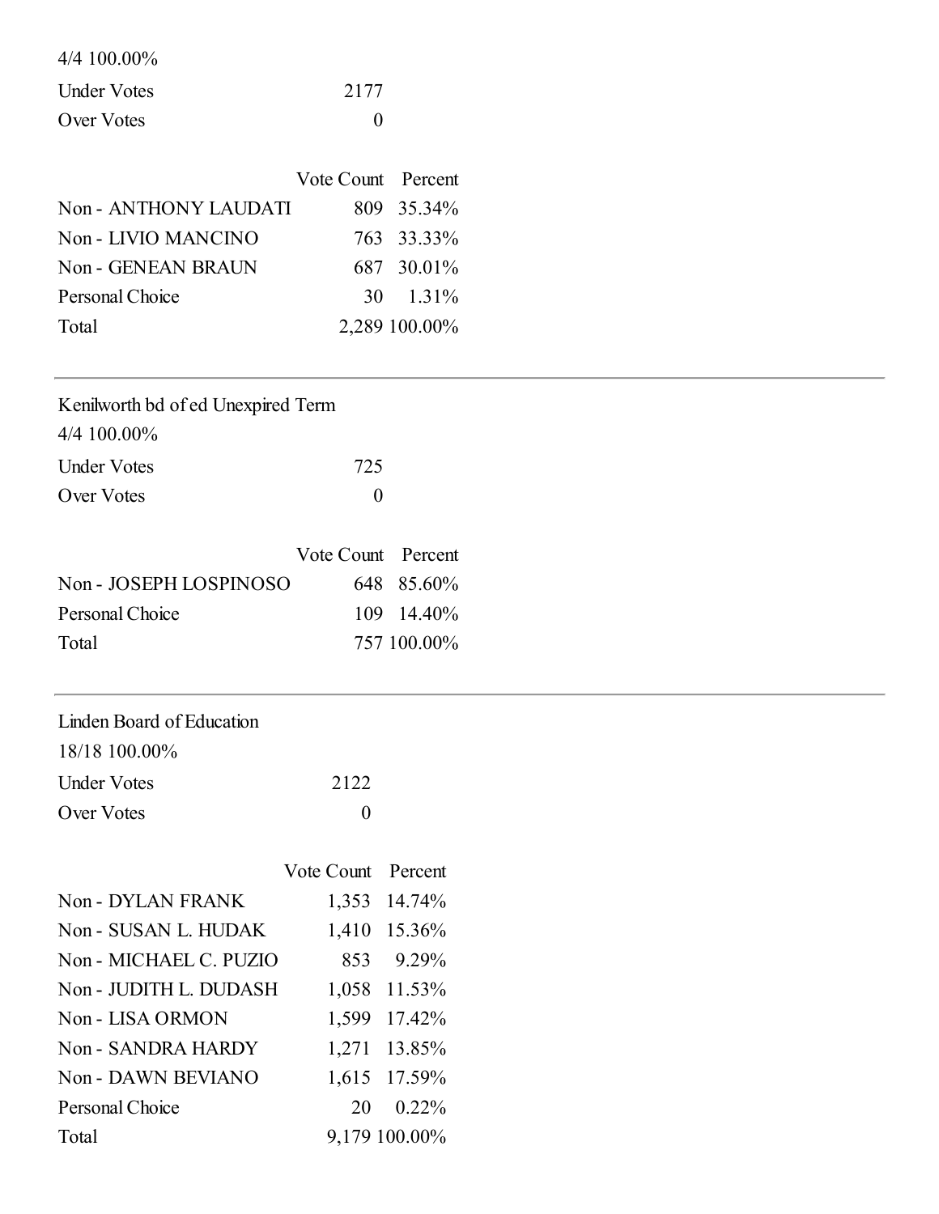4/4 100.00%

| | |
|---|---|
| Under Votes | 2177 |
| Over Votes | 0 |

| | Vote Count | Percent |
|---|---|---|
| Non - ANTHONY LAUDATI | 809 | 35.34% |
| Non - LIVIO MANCINO | 763 | 33.33% |
| Non - GENEAN BRAUN | 687 | 30.01% |
| Personal Choice | 30 | 1.31% |
| Total | 2,289 | 100.00% |

---

Kenilworth bd of ed Unexpired Term

4/4 100.00%

| | |
|---|---|
| Under Votes | 725 |
| Over Votes | 0 |

| | Vote Count | Percent |
|---|---|---|
| Non - JOSEPH LOSPINOSO | 648 | 85.60% |
| Personal Choice | 109 | 14.40% |
| Total | 757 | 100.00% |

---

Linden Board of Education

18/18 100.00%

| | |
|---|---|
| Under Votes | 2122 |
| Over Votes | 0 |

| | Vote Count | Percent |
|---|---|---|
| Non - DYLAN FRANK | 1,353 | 14.74% |
| Non - SUSAN L. HUDAK | 1,410 | 15.36% |
| Non - MICHAEL C. PUZIO | 853 | 9.29% |
| Non - JUDITH L. DUDASH | 1,058 | 11.53% |
| Non - LISA ORMON | 1,599 | 17.42% |
| Non - SANDRA HARDY | 1,271 | 13.85% |
| Non - DAWN BEVIANO | 1,615 | 17.59% |
| Personal Choice | 20 | 0.22% |
| Total | 9,179 | 100.00% |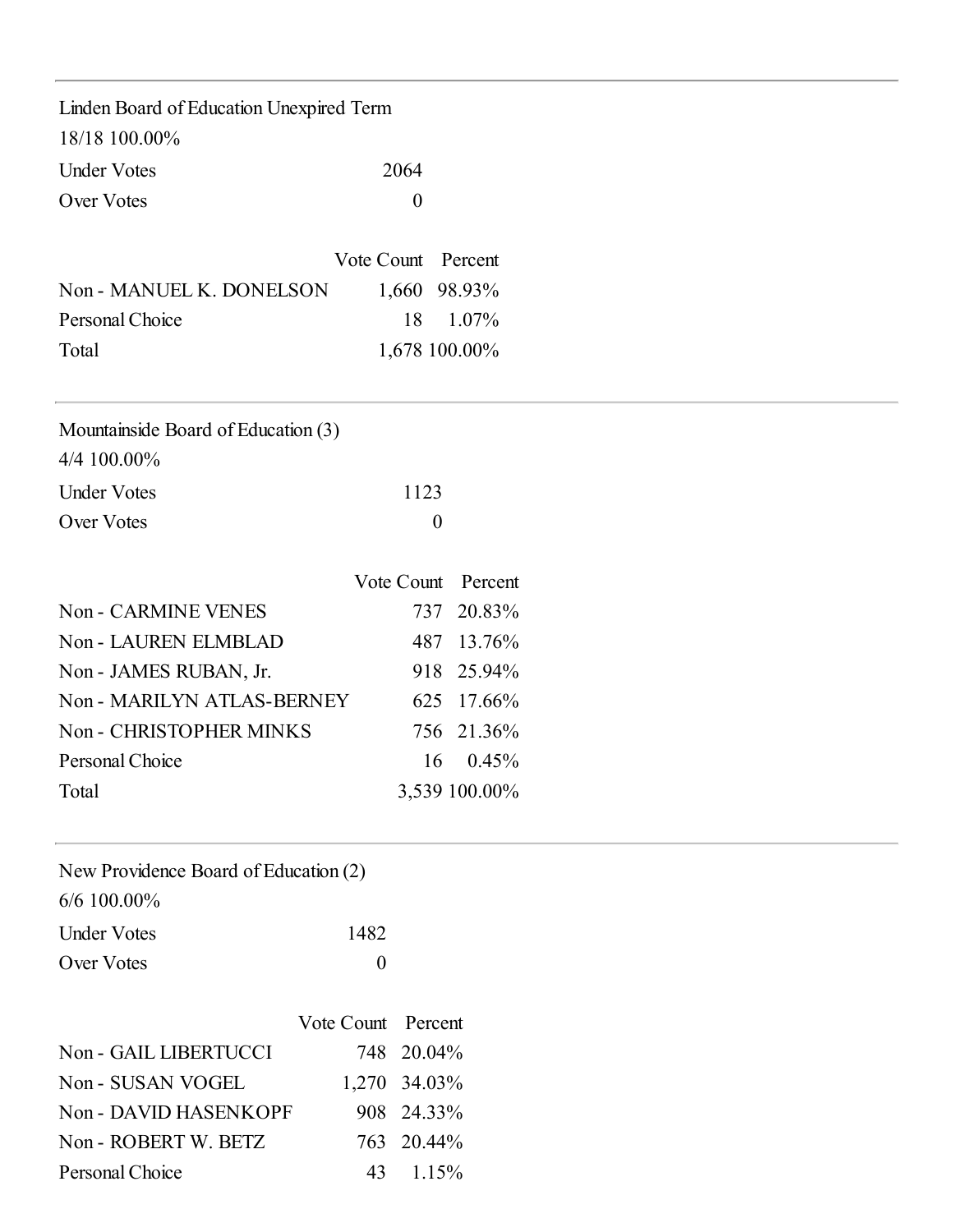## Linden Board of Education Unexpired Term

18/18 100.00%

| | |
|---|---|
| Under Votes | 2064 |
| Over Votes | 0 |

| | Vote Count | Percent |
|---|---|---|
| Non - MANUEL K. DONELSON | 1,660 | 98.93% |
| Personal Choice | 18 | 1.07% |
| Total | 1,678 | 100.00% |

## Mountainside Board of Education (3)

4/4 100.00%

| | |
|---|---|
| Under Votes | 1123 |
| Over Votes | 0 |

| | Vote Count | Percent |
|---|---|---|
| Non - CARMINE VENES | 737 | 20.83% |
| Non - LAUREN ELMBLAD | 487 | 13.76% |
| Non - JAMES RUBAN, Jr. | 918 | 25.94% |
| Non - MARILYN ATLAS-BERNEY | 625 | 17.66% |
| Non - CHRISTOPHER MINKS | 756 | 21.36% |
| Personal Choice | 16 | 0.45% |
| Total | 3,539 | 100.00% |

## New Providence Board of Education (2)

6/6 100.00%

| | |
|---|---|
| Under Votes | 1482 |
| Over Votes | 0 |

| | Vote Count | Percent |
|---|---|---|
| Non - GAIL LIBERTUCCI | 748 | 20.04% |
| Non - SUSAN VOGEL | 1,270 | 34.03% |
| Non - DAVID HASENKOPF | 908 | 24.33% |
| Non - ROBERT W. BETZ | 763 | 20.44% |
| Personal Choice | 43 | 1.15% |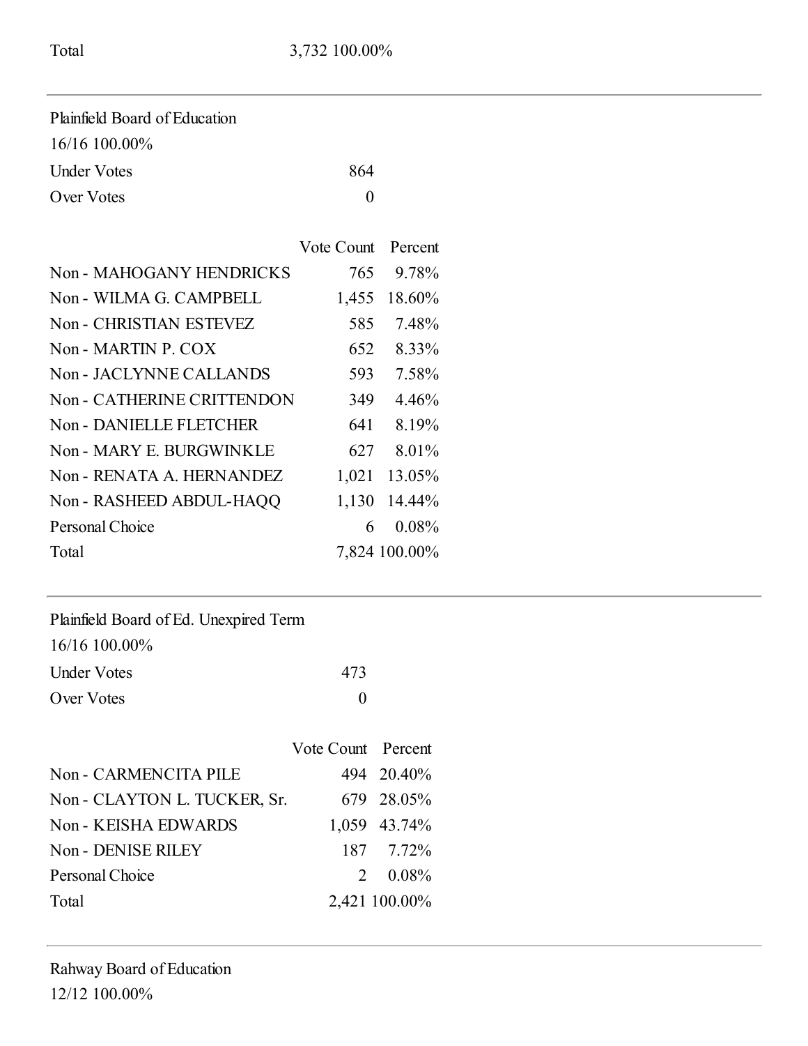| Total | 3,732 100.00% |
|---|---|

---

Plainfield Board of Education

16/16 100.00%

| | |
|---|---|
| Under Votes | 864 |
| Over Votes | 0 |

| | Vote Count | Percent |
|---|---|---|
| Non - MAHOGANY HENDRICKS | 765 | 9.78% |
| Non - WILMA G. CAMPBELL | 1,455 | 18.60% |
| Non - CHRISTIAN ESTEVEZ | 585 | 7.48% |
| Non - MARTIN P. COX | 652 | 8.33% |
| Non - JACLYNNE CALLANDS | 593 | 7.58% |
| Non - CATHERINE CRITTENDON | 349 | 4.46% |
| Non - DANIELLE FLETCHER | 641 | 8.19% |
| Non - MARY E. BURGWINKLE | 627 | 8.01% |
| Non - RENATA A. HERNANDEZ | 1,021 | 13.05% |
| Non - RASHEED ABDUL-HAQQ | 1,130 | 14.44% |
| Personal Choice | 6 | 0.08% |
| Total | 7,824 | 100.00% |

---

Plainfield Board of Ed. Unexpired Term

16/16 100.00%

| | |
|---|---|
| Under Votes | 473 |
| Over Votes | 0 |

| | Vote Count | Percent |
|---|---|---|
| Non - CARMENCITA PILE | 494 | 20.40% |
| Non - CLAYTON L. TUCKER, Sr. | 679 | 28.05% |
| Non - KEISHA EDWARDS | 1,059 | 43.74% |
| Non - DENISE RILEY | 187 | 7.72% |
| Personal Choice | 2 | 0.08% |
| Total | 2,421 | 100.00% |

---

Rahway Board of Education

12/12 100.00%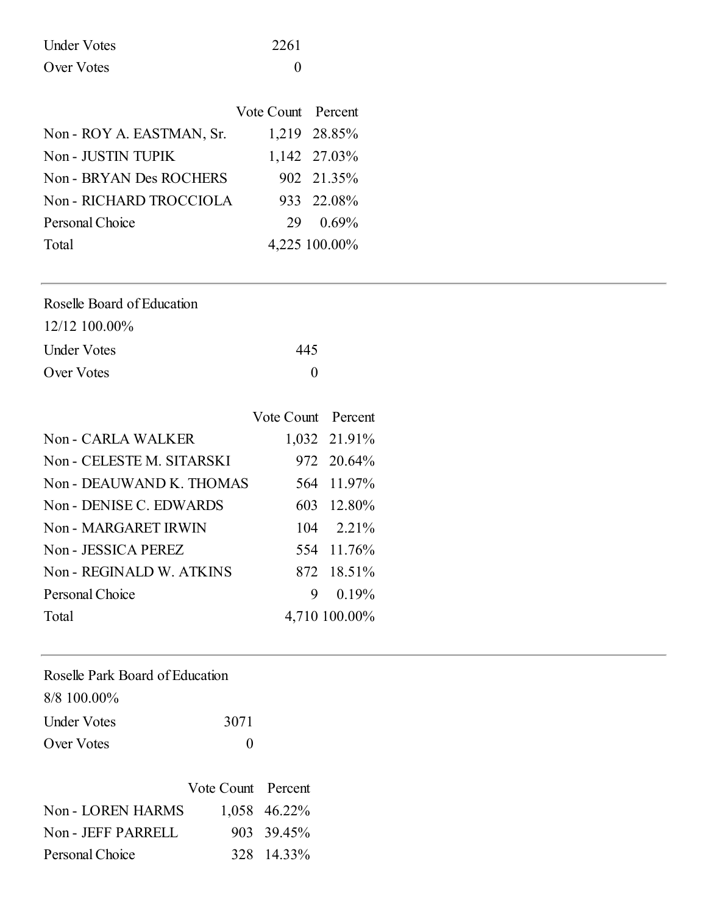| | |
|---|---|
| Under Votes | 2261 |
| Over Votes | 0 |

| | Vote Count | Percent |
|---|---|---|
| Non - ROY A. EASTMAN, Sr. | 1,219 | 28.85% |
| Non - JUSTIN TUPIK | 1,142 | 27.03% |
| Non - BRYAN Des ROCHERS | 902 | 21.35% |
| Non - RICHARD TROCCIOLA | 933 | 22.08% |
| Personal Choice | 29 | 0.69% |
| Total | 4,225 | 100.00% |

---

Roselle Board of Education

12/12 100.00%

| | |
|---|---|
| Under Votes | 445 |
| Over Votes | 0 |

| | Vote Count | Percent |
|---|---|---|
| Non - CARLA WALKER | 1,032 | 21.91% |
| Non - CELESTE M. SITARSKI | 972 | 20.64% |
| Non - DEAUWAND K. THOMAS | 564 | 11.97% |
| Non - DENISE C. EDWARDS | 603 | 12.80% |
| Non - MARGARET IRWIN | 104 | 2.21% |
| Non - JESSICA PEREZ | 554 | 11.76% |
| Non - REGINALD W. ATKINS | 872 | 18.51% |
| Personal Choice | 9 | 0.19% |
| Total | 4,710 | 100.00% |

---

Roselle Park Board of Education

8/8 100.00%

| | |
|---|---|
| Under Votes | 3071 |
| Over Votes | 0 |

| | Vote Count | Percent |
|---|---|---|
| Non - LOREN HARMS | 1,058 | 46.22% |
| Non - JEFF PARRELL | 903 | 39.45% |
| Personal Choice | 328 | 14.33% |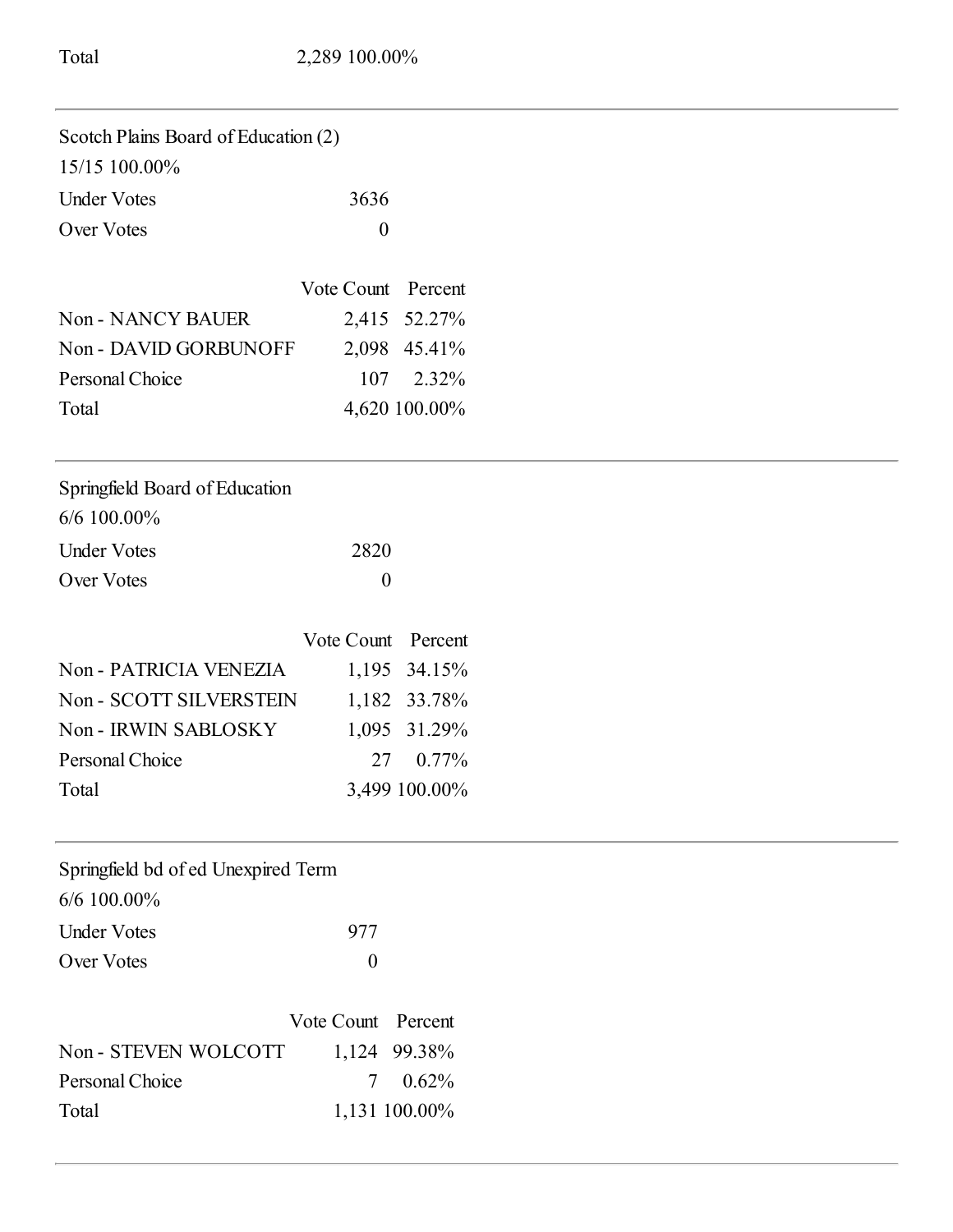| Total | 2,289 | 100.00% |
|---|---|---|

---

Scotch Plains Board of Education (2)

15/15 100.00%

| Under Votes | 3636 |
|---|---|
| Over Votes | 0 |

| | Vote Count | Percent |
|---|---|---|
| Non - NANCY BAUER | 2,415 | 52.27% |
| Non - DAVID GORBUNOFF | 2,098 | 45.41% |
| Personal Choice | 107 | 2.32% |
| Total | 4,620 | 100.00% |

---

Springfield Board of Education

6/6 100.00%

| Under Votes | 2820 |
|---|---|
| Over Votes | 0 |

| | Vote Count | Percent |
|---|---|---|
| Non - PATRICIA VENEZIA | 1,195 | 34.15% |
| Non - SCOTT SILVERSTEIN | 1,182 | 33.78% |
| Non - IRWIN SABLOSKY | 1,095 | 31.29% |
| Personal Choice | 27 | 0.77% |
| Total | 3,499 | 100.00% |

---

Springfield bd of ed Unexpired Term

6/6 100.00%

| Under Votes | 977 |
|---|---|
| Over Votes | 0 |

| | Vote Count | Percent |
|---|---|---|
| Non - STEVEN WOLCOTT | 1,124 | 99.38% |
| Personal Choice | 7 | 0.62% |
| Total | 1,131 | 100.00% |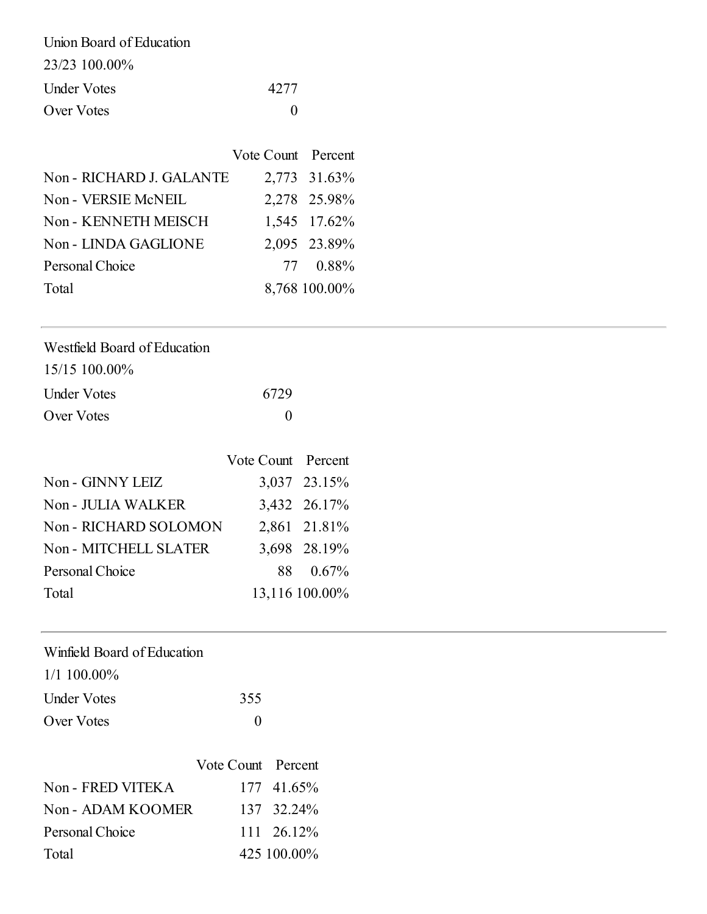Union Board of Education

23/23 100.00%

| | |
|---|---|
| Under Votes | 4277 |
| Over Votes | 0 |

| | Vote Count | Percent |
|---|---|---|
| Non - RICHARD J. GALANTE | 2,773 | 31.63% |
| Non - VERSIE McNEIL | 2,278 | 25.98% |
| Non - KENNETH MEISCH | 1,545 | 17.62% |
| Non - LINDA GAGLIONE | 2,095 | 23.89% |
| Personal Choice | 77 | 0.88% |
| Total | 8,768 | 100.00% |

---

Westfield Board of Education

15/15 100.00%

| | |
|---|---|
| Under Votes | 6729 |
| Over Votes | 0 |

| | Vote Count | Percent |
|---|---|---|
| Non - GINNY LEIZ | 3,037 | 23.15% |
| Non - JULIA WALKER | 3,432 | 26.17% |
| Non - RICHARD SOLOMON | 2,861 | 21.81% |
| Non - MITCHELL SLATER | 3,698 | 28.19% |
| Personal Choice | 88 | 0.67% |
| Total | 13,116 | 100.00% |

---

Winfield Board of Education

1/1 100.00%

| | |
|---|---|
| Under Votes | 355 |
| Over Votes | 0 |

| | Vote Count | Percent |
|---|---|---|
| Non - FRED VITEKA | 177 | 41.65% |
| Non - ADAM KOOMER | 137 | 32.24% |
| Personal Choice | 111 | 26.12% |
| Total | 425 | 100.00% |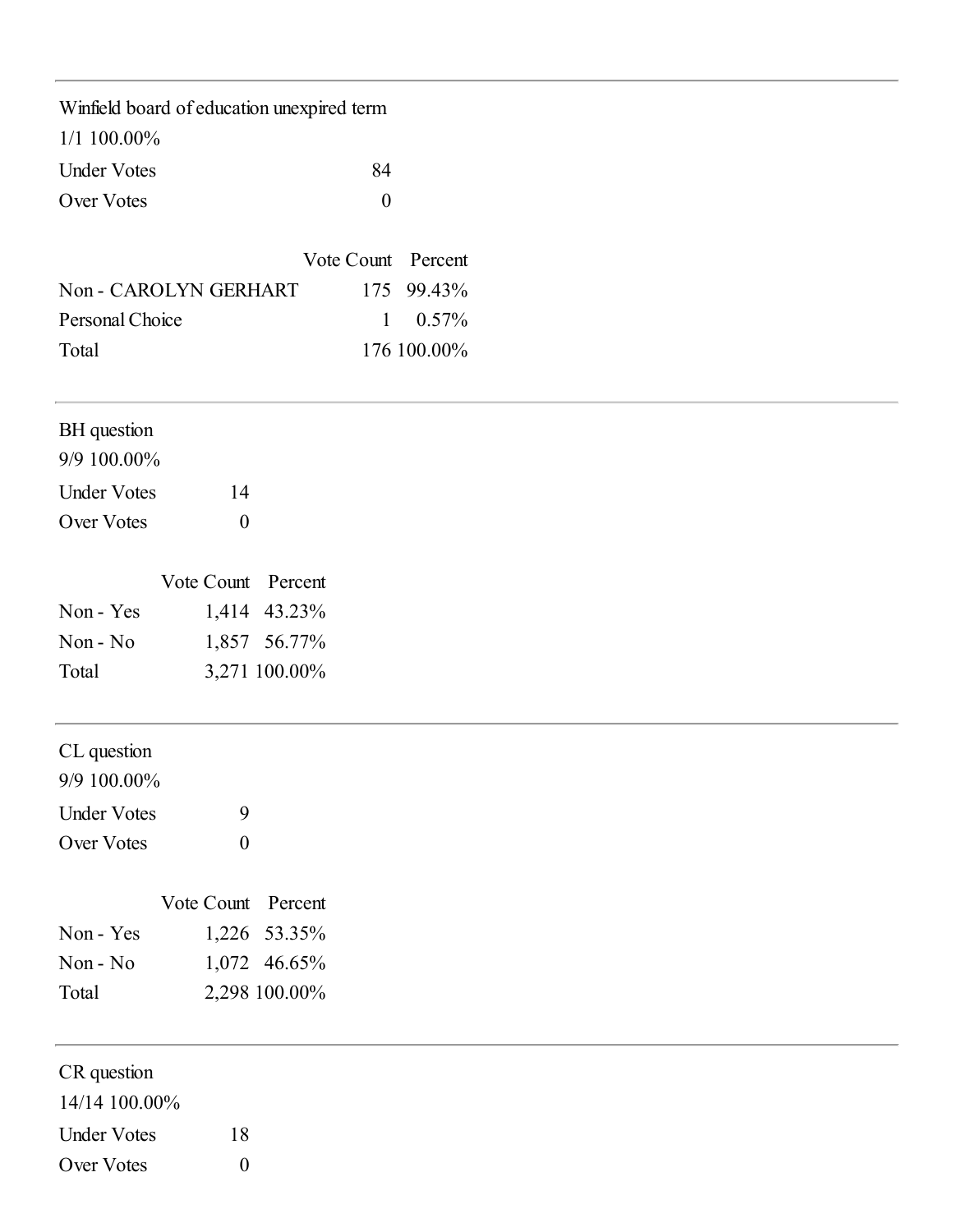---

## Winfield board of education unexpired term

1/1 100.00%

| | |
|---|---|
| Under Votes | 84 |
| Over Votes | 0 |

| | Vote Count | Percent |
|---|---|---|
| Non - CAROLYN GERHART | 175 | 99.43% |
| Personal Choice | 1 | 0.57% |
| Total | 176 | 100.00% |

---

## BH question

9/9 100.00%

| | |
|---|---|
| Under Votes | 14 |
| Over Votes | 0 |

| | Vote Count | Percent |
|---|---|---|
| Non - Yes | 1,414 | 43.23% |
| Non - No | 1,857 | 56.77% |
| Total | 3,271 | 100.00% |

---

## CL question

9/9 100.00%

| | |
|---|---|
| Under Votes | 9 |
| Over Votes | 0 |

| | Vote Count | Percent |
|---|---|---|
| Non - Yes | 1,226 | 53.35% |
| Non - No | 1,072 | 46.65% |
| Total | 2,298 | 100.00% |

---

## CR question

14/14 100.00%

| | |
|---|---|
| Under Votes | 18 |
| Over Votes | 0 |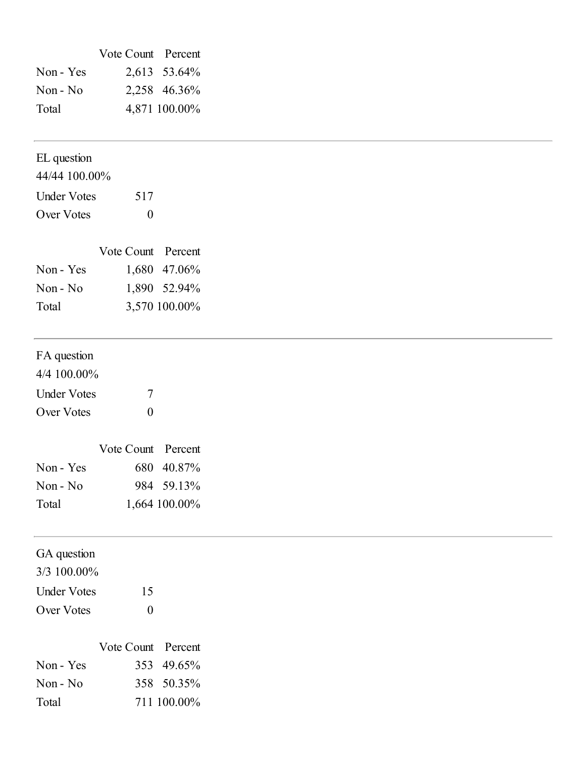| | Vote Count | Percent |
|---|---|---|
| Non - Yes | 2,613 | 53.64% |
| Non - No | 2,258 | 46.36% |
| Total | 4,871 | 100.00% |

---

EL question

44/44 100.00%

| | |
|---|---|
| Under Votes | 517 |
| Over Votes | 0 |

| | Vote Count | Percent |
|---|---|---|
| Non - Yes | 1,680 | 47.06% |
| Non - No | 1,890 | 52.94% |
| Total | 3,570 | 100.00% |

---

FA question

4/4 100.00%

| | |
|---|---|
| Under Votes | 7 |
| Over Votes | 0 |

| | Vote Count | Percent |
|---|---|---|
| Non - Yes | 680 | 40.87% |
| Non - No | 984 | 59.13% |
| Total | 1,664 | 100.00% |

---

GA question

3/3 100.00%

| | |
|---|---|
| Under Votes | 15 |
| Over Votes | 0 |

| | Vote Count | Percent |
|---|---|---|
| Non - Yes | 353 | 49.65% |
| Non - No | 358 | 50.35% |
| Total | 711 | 100.00% |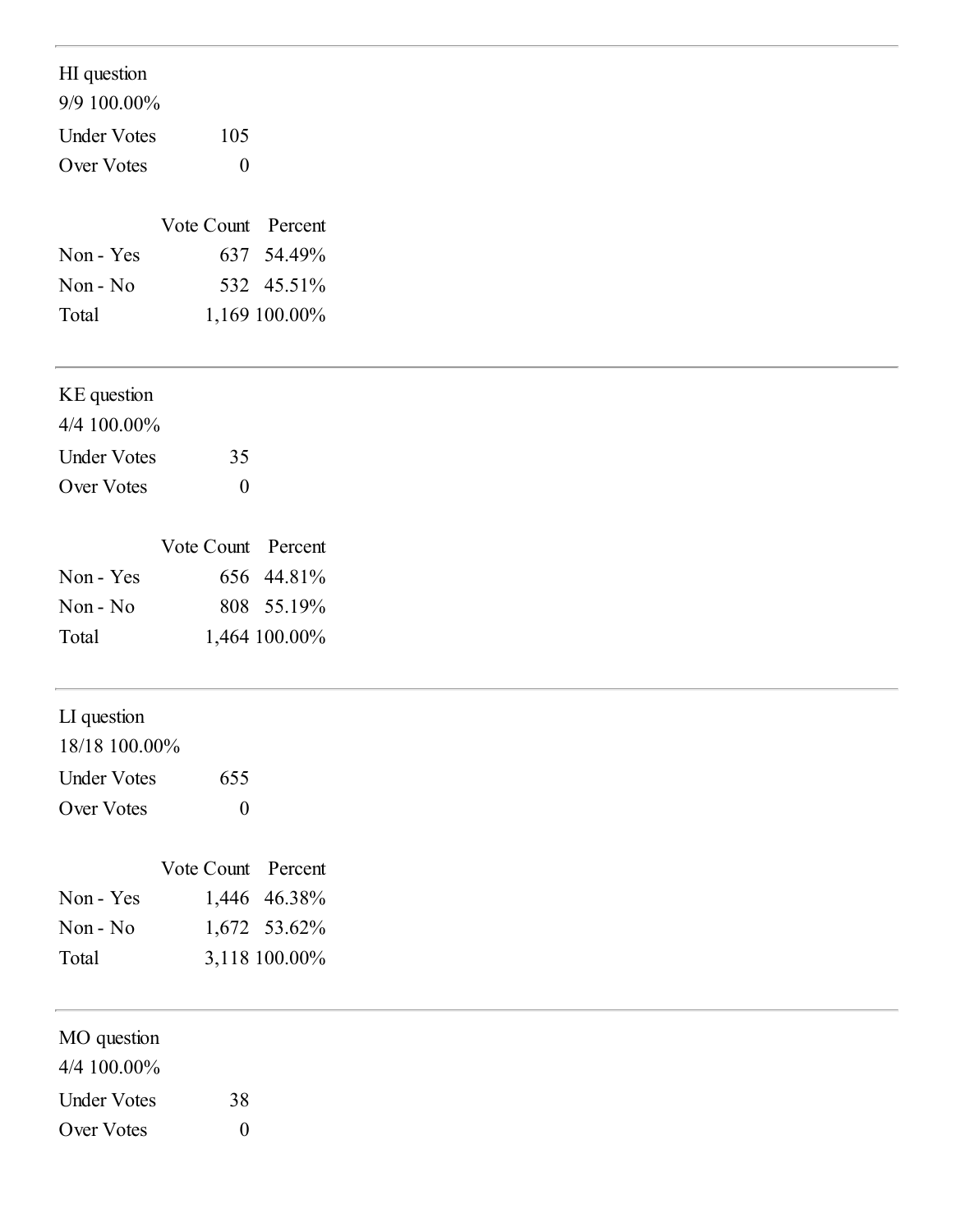---

HI question

9/9 100.00%

| | |
|---|---|
| Under Votes | 105 |
| Over Votes | 0 |

| | Vote Count | Percent |
|---|---|---|
| Non - Yes | 637 | 54.49% |
| Non - No | 532 | 45.51% |
| Total | 1,169 | 100.00% |

---

KE question

4/4 100.00%

| | |
|---|---|
| Under Votes | 35 |
| Over Votes | 0 |

| | Vote Count | Percent |
|---|---|---|
| Non - Yes | 656 | 44.81% |
| Non - No | 808 | 55.19% |
| Total | 1,464 | 100.00% |

---

LI question

18/18 100.00%

| | |
|---|---|
| Under Votes | 655 |
| Over Votes | 0 |

| | Vote Count | Percent |
|---|---|---|
| Non - Yes | 1,446 | 46.38% |
| Non - No | 1,672 | 53.62% |
| Total | 3,118 | 100.00% |

---

MO question

4/4 100.00%

| | |
|---|---|
| Under Votes | 38 |
| Over Votes | 0 |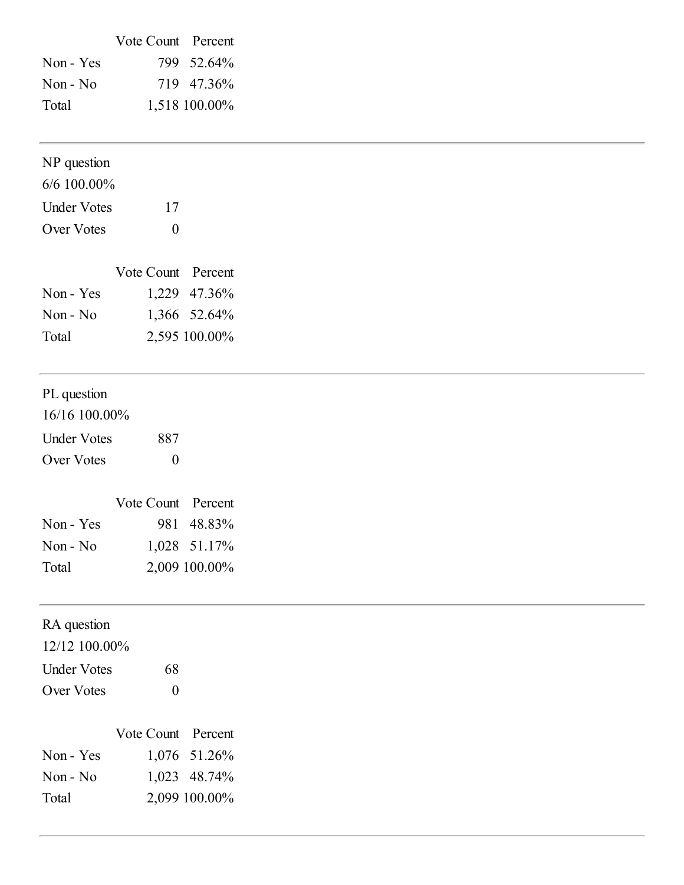| | Vote Count | Percent |
|---|---|---|
| Non - Yes | 799 | 52.64% |
| Non - No | 719 | 47.36% |
| Total | 1,518 | 100.00% |

---

NP question

6/6 100.00%

| | |
|---|---|
| Under Votes | 17 |
| Over Votes | 0 |

| | Vote Count | Percent |
|---|---|---|
| Non - Yes | 1,229 | 47.36% |
| Non - No | 1,366 | 52.64% |
| Total | 2,595 | 100.00% |

---

PL question

16/16 100.00%

| | |
|---|---|
| Under Votes | 887 |
| Over Votes | 0 |

| | Vote Count | Percent |
|---|---|---|
| Non - Yes | 981 | 48.83% |
| Non - No | 1,028 | 51.17% |
| Total | 2,009 | 100.00% |

---

RA question

12/12 100.00%

| | |
|---|---|
| Under Votes | 68 |
| Over Votes | 0 |

| | Vote Count | Percent |
|---|---|---|
| Non - Yes | 1,076 | 51.26% |
| Non - No | 1,023 | 48.74% |
| Total | 2,099 | 100.00% |

---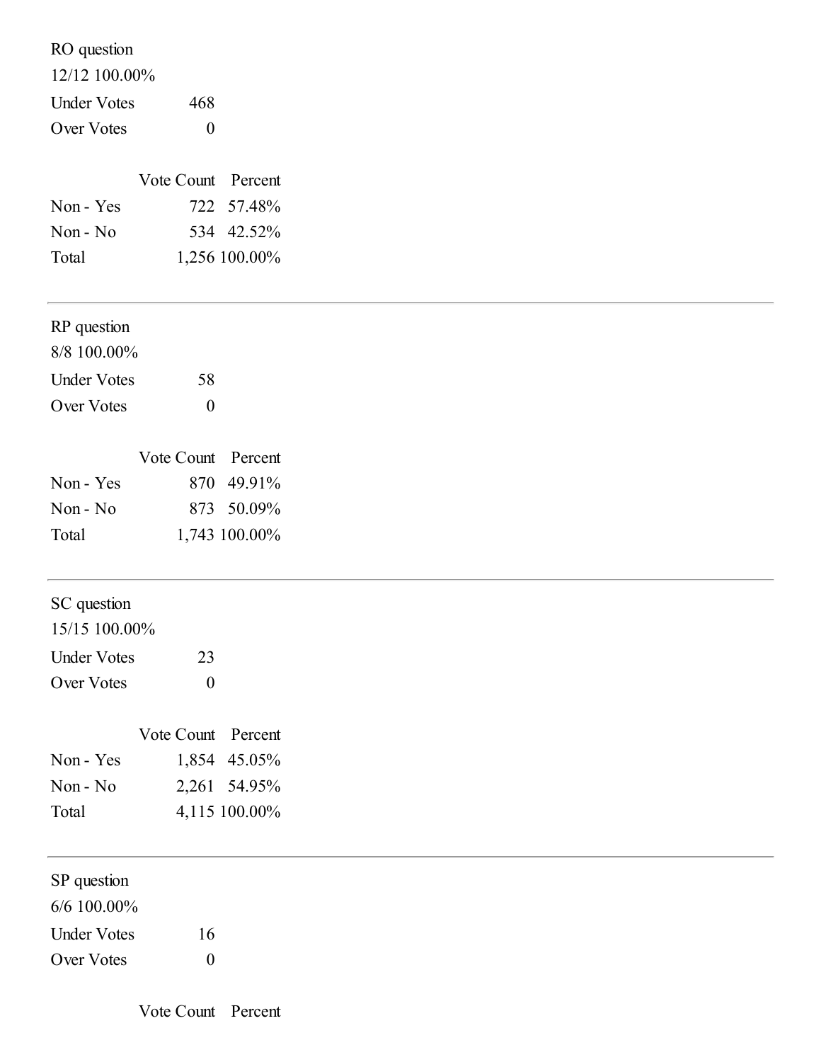RO question

12/12 100.00%

| | |
|---|---|
| Under Votes | 468 |
| Over Votes | 0 |

| | Vote Count | Percent |
|---|---|---|
| Non - Yes | 722 | 57.48% |
| Non - No | 534 | 42.52% |
| Total | 1,256 | 100.00% |

---

RP question

8/8 100.00%

| | |
|---|---|
| Under Votes | 58 |
| Over Votes | 0 |

| | Vote Count | Percent |
|---|---|---|
| Non - Yes | 870 | 49.91% |
| Non - No | 873 | 50.09% |
| Total | 1,743 | 100.00% |

---

SC question

15/15 100.00%

| | |
|---|---|
| Under Votes | 23 |
| Over Votes | 0 |

| | Vote Count | Percent |
|---|---|---|
| Non - Yes | 1,854 | 45.05% |
| Non - No | 2,261 | 54.95% |
| Total | 4,115 | 100.00% |

---

SP question

6/6 100.00%

| | |
|---|---|
| Under Votes | 16 |
| Over Votes | 0 |

| | Vote Count | Percent |
|---|---|---|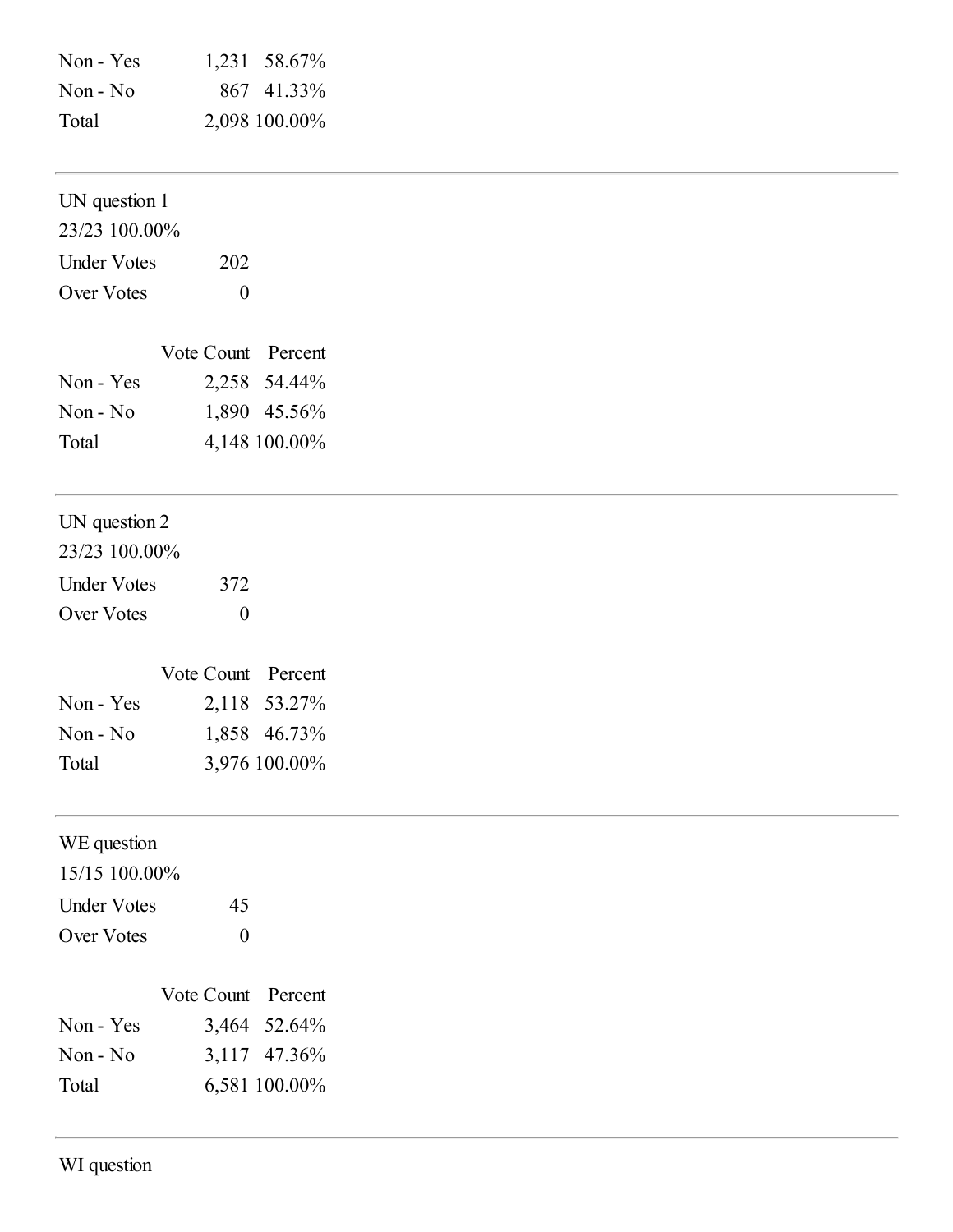| | Vote Count | Percent |
|---|---|---|
| Non - Yes | 1,231 | 58.67% |
| Non - No | 867 | 41.33% |
| Total | 2,098 | 100.00% |

---

UN question 1

23/23 100.00%

| | |
|---|---|
| Under Votes | 202 |
| Over Votes | 0 |

| | Vote Count | Percent |
|---|---|---|
| Non - Yes | 2,258 | 54.44% |
| Non - No | 1,890 | 45.56% |
| Total | 4,148 | 100.00% |

---

UN question 2

23/23 100.00%

| | |
|---|---|
| Under Votes | 372 |
| Over Votes | 0 |

| | Vote Count | Percent |
|---|---|---|
| Non - Yes | 2,118 | 53.27% |
| Non - No | 1,858 | 46.73% |
| Total | 3,976 | 100.00% |

---

WE question

15/15 100.00%

| | |
|---|---|
| Under Votes | 45 |
| Over Votes | 0 |

| | Vote Count | Percent |
|---|---|---|
| Non - Yes | 3,464 | 52.64% |
| Non - No | 3,117 | 47.36% |
| Total | 6,581 | 100.00% |

---

WI question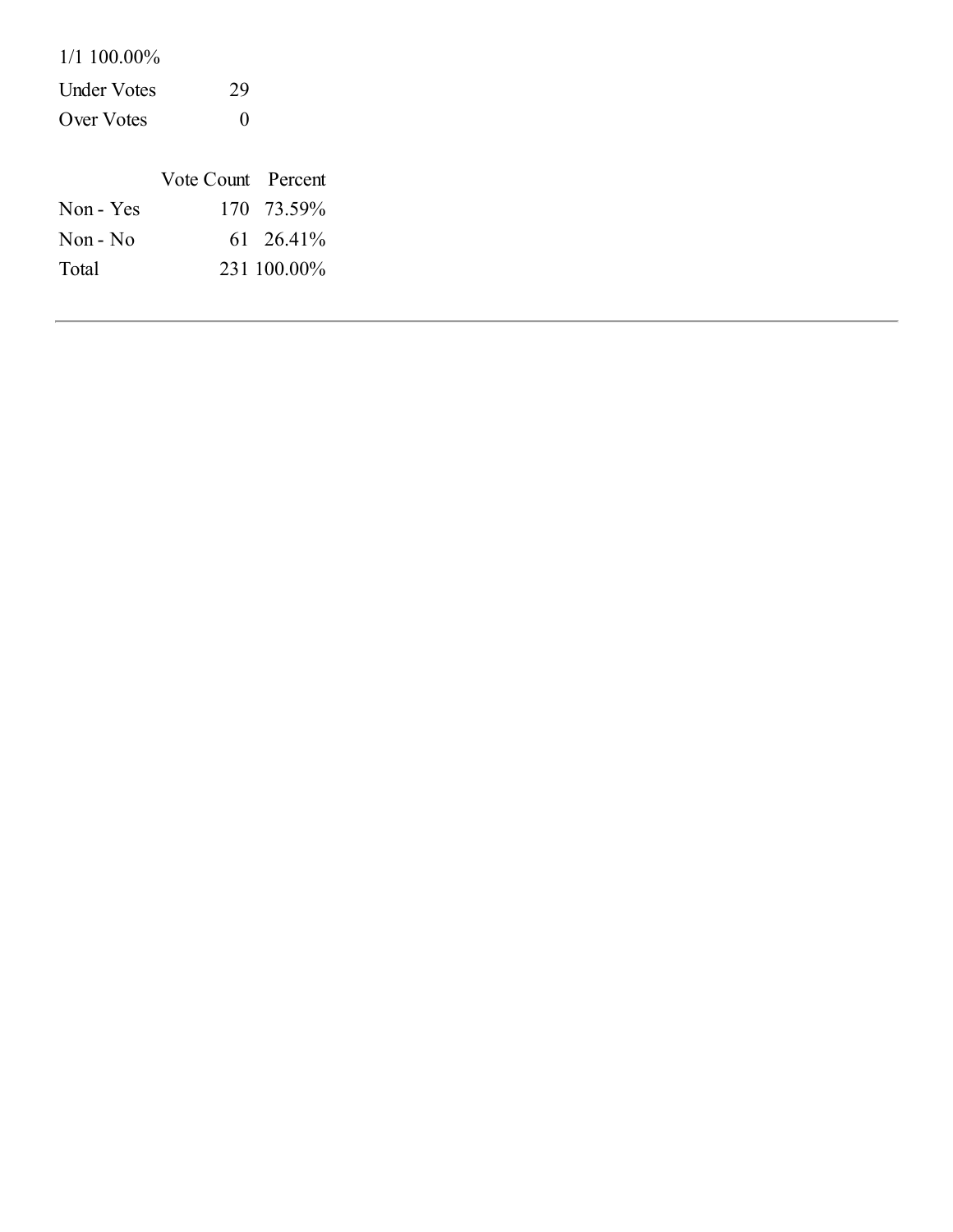1/1 100.00%

| | |
|---|---|
| Under Votes | 29 |
| Over Votes | 0 |

| | Vote Count | Percent |
|---|---|---|
| Non - Yes | 170 | 73.59% |
| Non - No | 61 | 26.41% |
| Total | 231 | 100.00% |